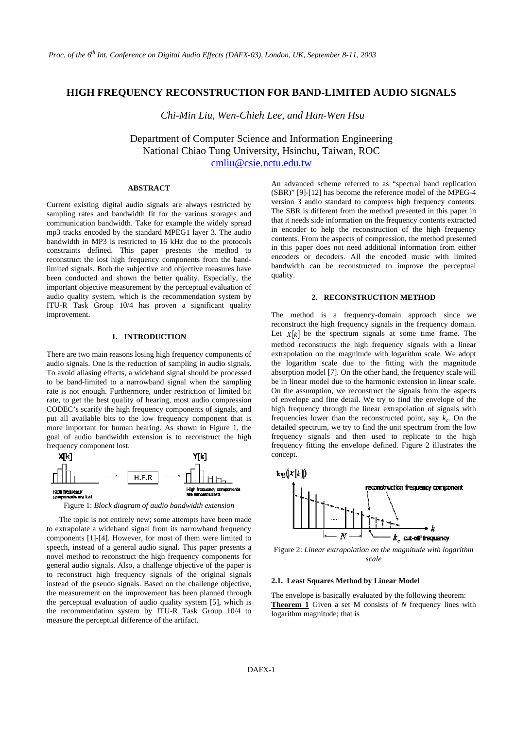# HIGH FREQUENCY RECONSTRUCTION FOR BAND-LIMITED AUDIO SIGNALS

*Chi-Min Liu, Wen-Chieh Lee, and Han-Wen Hsu*

Department of Computer Science and Information Engineering
National Chiao Tung University, Hsinchu, Taiwan, ROC
cmliu@csie.nctu.edu.tw

## ABSTRACT

Current existing digital audio signals are always restricted by sampling rates and bandwidth fit for the various storages and communication bandwidth. Take for example the widely spread mp3 tracks encoded by the standard MPEG1 layer 3. The audio bandwidth in MP3 is restricted to 16 kHz due to the protocols constraints defined. This paper presents the method to reconstruct the lost high frequency components from the band-limited signals. Both the subjective and objective measures have been conducted and shown the better quality. Especially, the important objective measurement by the perceptual evaluation of audio quality system, which is the recommendation system by ITU-R Task Group 10/4 has proven a significant quality improvement.

## 1. INTRODUCTION

There are two main reasons losing high frequency components of audio signals. One is the reduction of sampling in audio signals. To avoid aliasing effects, a wideband signal should be processed to be band-limited to a narrowband signal when the sampling rate is not enough. Furthermore, under restriction of limited bit rate, to get the best quality of hearing, most audio compression CODEC's scarify the high frequency components of signals, and put all available bits to the low frequency component that is more important for human hearing. As shown in Figure 1, the goal of audio bandwidth extension is to reconstruct the high frequency component lost.

Figure 1: *Block diagram of audio bandwidth extension*

The topic is not entirely new; some attempts have been made to extrapolate a wideband signal from its narrowband frequency components [1]-[4]. However, for most of them were limited to speech, instead of a general audio signal. This paper presents a novel method to reconstruct the high frequency components for general audio signals. Also, a challenge objective of the paper is to reconstruct high frequency signals of the original signals instead of the pseudo signals. Based on the challenge objective, the measurement on the improvement has been planned through the perceptual evaluation of audio quality system [5], which is the recommendation system by ITU-R Task Group 10/4 to measure the perceptual difference of the artifact.

An advanced scheme referred to as "spectral band replication (SBR)" [9]-[12] has become the reference model of the MPEG-4 version 3 audio standard to compress high frequency contents. The SBR is different from the method presented in this paper in that it needs side information on the frequency contents extracted in encoder to help the reconstruction of the high frequency contents. From the aspects of compression, the method presented in this paper does not need additional information from either encoders or decoders. All the encoded music with limited bandwidth can be reconstructed to improve the perceptual quality.

## 2. RECONSTRUCTION METHOD

The method is a frequency-domain approach since we reconstruct the high frequency signals in the frequency domain. Let $X[k]$ be the spectrum signals at some time frame. The method reconstructs the high frequency signals with a linear extrapolation on the magnitude with logarithm scale. We adopt the logarithm scale due to the fitting with the magnitude absorption model [7]. On the other hand, the frequency scale will be in linear model due to the harmonic extension in linear scale. On the assumption, we reconstruct the signals from the aspects of envelope and fine detail. We try to find the envelope of the high frequency through the linear extrapolation of signals with frequencies lower than the reconstructed point, say $k_c$. On the detailed spectrum, we try to find the unit spectrum from the low frequency signals and then used to replicate to the high frequency fitting the envelope defined. Figure 2 illustrates the concept.

Figure 2: *Linear extrapolation on the magnitude with logarithm scale*

### 2.1. Least Squares Method by Linear Model

The envelope is basically evaluated by the following theorem:

**Theorem 1** Given a set M consists of $N$ frequency lines with logarithm magnitude; that is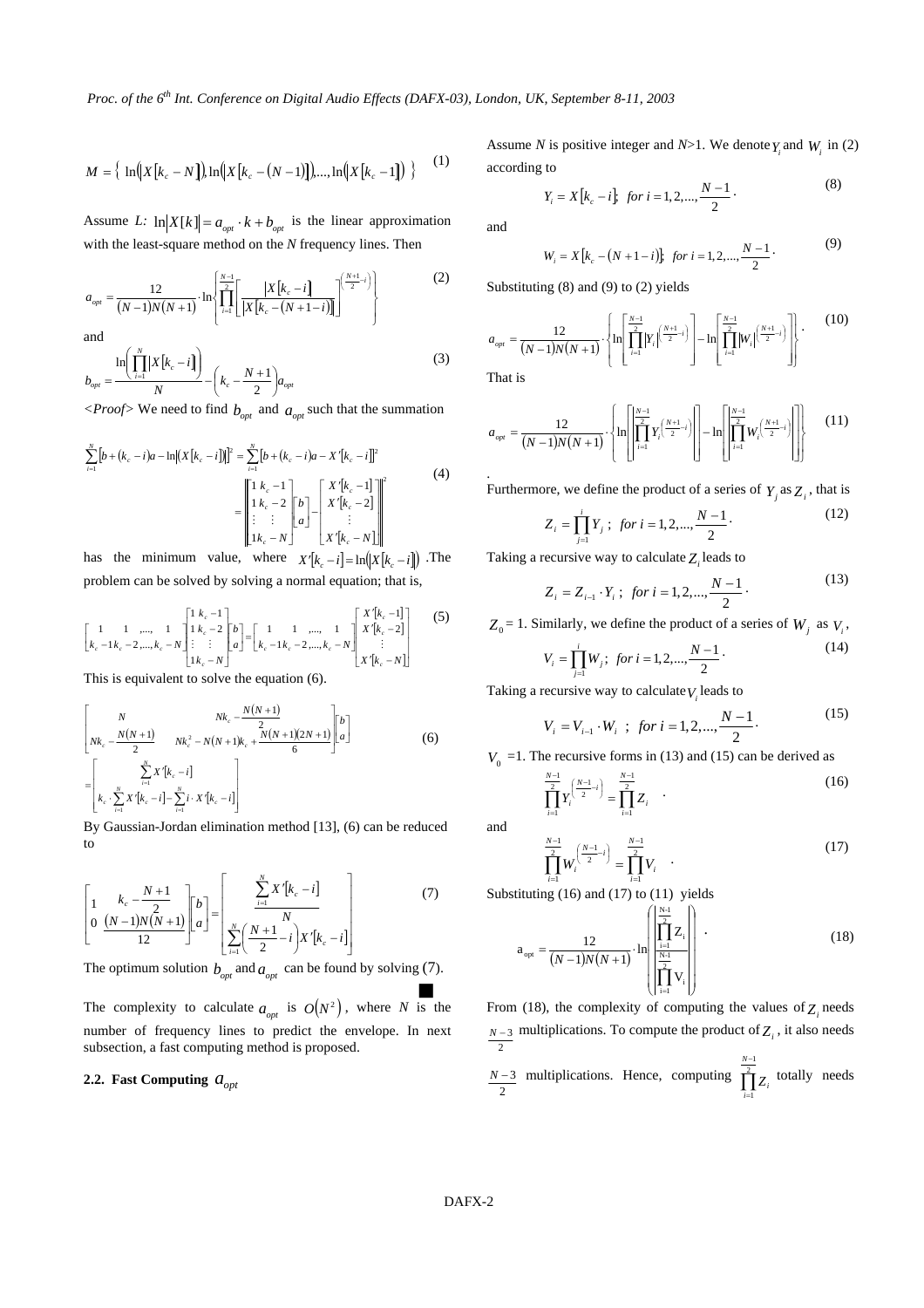$$M = \{ \ln(|X[k_c - N]|), \ln(|X[k_c - (N-1)]|), ..., \ln(|X[k_c - 1]|) \} \quad (1)$$

Assume $L$: $\ln|X[k]| = a_{opt} \cdot k + b_{opt}$ is the linear approximation with the least-square method on the $N$ frequency lines. Then

$$a_{opt} = \frac{12}{(N-1)N(N+1)} \cdot \ln\left\{ \prod_{i=1}^{\frac{N-1}{2}} \left[ \frac{|X[k_c - i]|}{|X[k_c - (N+1-i)]|} \right]^{\left(\frac{N+1}{2} - i\right)} \right\} \quad (2)$$

and

$$b_{opt} = \frac{\ln\left( \prod_{i=1}^{N} |X[k_c - i]| \right)}{N} - \left( k_c - \frac{N+1}{2} \right) a_{opt} \quad (3)$$

<Proof> We need to find $b_{opt}$ and $a_{opt}$ such that the summation

$$\sum_{i=1}^{N} \left[ b + (k_c - i)a - \ln(|X[k_c - i]|) \right]^2 = \sum_{i=1}^{N} \left[ b + (k_c - i)a - X'[k_c - i] \right]^2 = \left\| \begin{bmatrix} 1 & k_c - 1 \\ 1 & k_c - 2 \\ \vdots & \vdots \\ 1 & k_c - N \end{bmatrix} \begin{bmatrix} b \\ a \end{bmatrix} - \begin{bmatrix} X'[k_c - 1] \\ X'[k_c - 2] \\ \vdots \\ X'[k_c - N] \end{bmatrix} \right\|^2 \quad (4)$$

has the minimum value, where $X'[k_c - i] = \ln(|X[k_c - i]|)$. The problem can be solved by solving a normal equation; that is,

$$\begin{bmatrix} 1 & 1 & ,..., & 1 \\ k_c - 1 & k_c - 2 & ,..., & k_c - N \end{bmatrix} \begin{bmatrix} 1 & k_c - 1 \\ 1 & k_c - 2 \\ \vdots & \vdots \\ 1 & k_c - N \end{bmatrix} \begin{bmatrix} b \\ a \end{bmatrix} = \begin{bmatrix} 1 & 1 & ,..., & 1 \\ k_c - 1 & k_c - 2 & ,..., & k_c - N \end{bmatrix} \begin{bmatrix} X'[k_c - 1] \\ X'[k_c - 2] \\ \vdots \\ X'[k_c - N] \end{bmatrix} \quad (5)$$

This is equivalent to solve the equation (6).

$$\begin{bmatrix} N & Nk_c - \frac{N(N+1)}{2} \\ Nk_c - \frac{N(N+1)}{2} & Nk_c^2 - N(N+1)k_c + \frac{N(N+1)(2N+1)}{6} \end{bmatrix} \begin{bmatrix} b \\ a \end{bmatrix} = \begin{bmatrix} \sum_{i=1}^{N} X'[k_c - i] \\ k_c \cdot \sum_{i=1}^{N} X'[k_c - i] - \sum_{i=1}^{N} i \cdot X'[k_c - i] \end{bmatrix} \quad (6)$$

By Gaussian-Jordan elimination method [13], (6) can be reduced to

$$\begin{bmatrix} 1 & k_c - \frac{N+1}{2} \\ 0 & \frac{(N-1)N(N+1)}{12} \end{bmatrix} \begin{bmatrix} b \\ a \end{bmatrix} = \begin{bmatrix} \frac{\sum_{i=1}^{N} X'[k_c - i]}{N} \\ \sum_{i=1}^{N} \left( \frac{N+1}{2} - i \right) X'[k_c - i] \end{bmatrix} \quad (7)$$

The optimum solution $b_{opt}$ and $a_{opt}$ can be found by solving (7). ■

The complexity to calculate $a_{opt}$ is $O(N^2)$, where $N$ is the number of frequency lines to predict the envelope. In next subsection, a fast computing method is proposed.

### 2.2. Fast Computing $a_{opt}$

Assume $N$ is positive integer and $N>1$. We denote $Y_i$ and $W_i$ in (2) according to

$$Y_i = |X[k_c - i]|; \quad for\ i = 1, 2, ..., \frac{N-1}{2}. \quad (8)$$

and

$$W_i = |X[k_c - (N+1-i)]|; \quad for\ i = 1, 2, ..., \frac{N-1}{2}. \quad (9)$$

Substituting (8) and (9) to (2) yields

$$a_{opt} = \frac{12}{(N-1)N(N+1)} \cdot \left\{ \ln\left[ \prod_{i=1}^{\frac{N-1}{2}} |Y_i|^{\left(\frac{N+1}{2} - i\right)} \right] - \ln\left[ \prod_{i=1}^{\frac{N-1}{2}} |W_i|^{\left(\frac{N+1}{2} - i\right)} \right] \right\}. \quad (10)$$

That is

$$a_{opt} = \frac{12}{(N-1)N(N+1)} \cdot \left\{ \ln\left[ \left| \prod_{i=1}^{\frac{N-1}{2}} Y_i^{\left(\frac{N+1}{2} - i\right)} \right| \right] - \ln\left[ \left| \prod_{i=1}^{\frac{N-1}{2}} W_i^{\left(\frac{N+1}{2} - i\right)} \right| \right] \right\} \quad (11)$$

.

Furthermore, we define the product of a series of $Y_j$ as $Z_i$, that is

$$Z_i = \prod_{j=1}^{i} Y_j\ ; \quad for\ i = 1, 2, ..., \frac{N-1}{2}. \quad (12)$$

Taking a recursive way to calculate $Z_i$ leads to

$$Z_i = Z_{i-1} \cdot Y_i\ ; \quad for\ i = 1, 2, ..., \frac{N-1}{2}. \quad (13)$$

$Z_0 = 1$. Similarly, we define the product of a series of $W_j$ as $V_i$,

$$V_i = \prod_{j=1}^{i} W_j; \quad for\ i = 1, 2, ..., \frac{N-1}{2}. \quad (14)$$

Taking a recursive way to calculate $V_i$ leads to

$$V_i = V_{i-1} \cdot W_i\ ; \quad for\ i = 1, 2, ..., \frac{N-1}{2}. \quad (15)$$

$V_0 = 1$. The recursive forms in (13) and (15) can be derived as

$$\prod_{i=1}^{\frac{N-1}{2}} Y_i^{\left(\frac{N-1}{2} - i\right)} = \prod_{i=1}^{\frac{N-1}{2}} Z_i \quad . \quad (16)$$

and

$$\prod_{i=1}^{\frac{N-1}{2}} W_i^{\left(\frac{N-1}{2} - i\right)} = \prod_{i=1}^{\frac{N-1}{2}} V_i \quad . \quad (17)$$

Substituting (16) and (17) to (11) yields

$$a_{opt} = \frac{12}{(N-1)N(N+1)} \cdot \ln\left( \left| \frac{\prod_{i=1}^{\frac{N-1}{2}} Z_i}{\prod_{i=1}^{\frac{N-1}{2}} V_i} \right| \right). \quad (18)$$

From (18), the complexity of computing the values of $Z_i$ needs $\frac{N-3}{2}$ multiplications. To compute the product of $Z_i$, it also needs $\frac{N-3}{2}$ multiplications. Hence, computing $\prod_{i=1}^{\frac{N-1}{2}} Z_i$ totally needs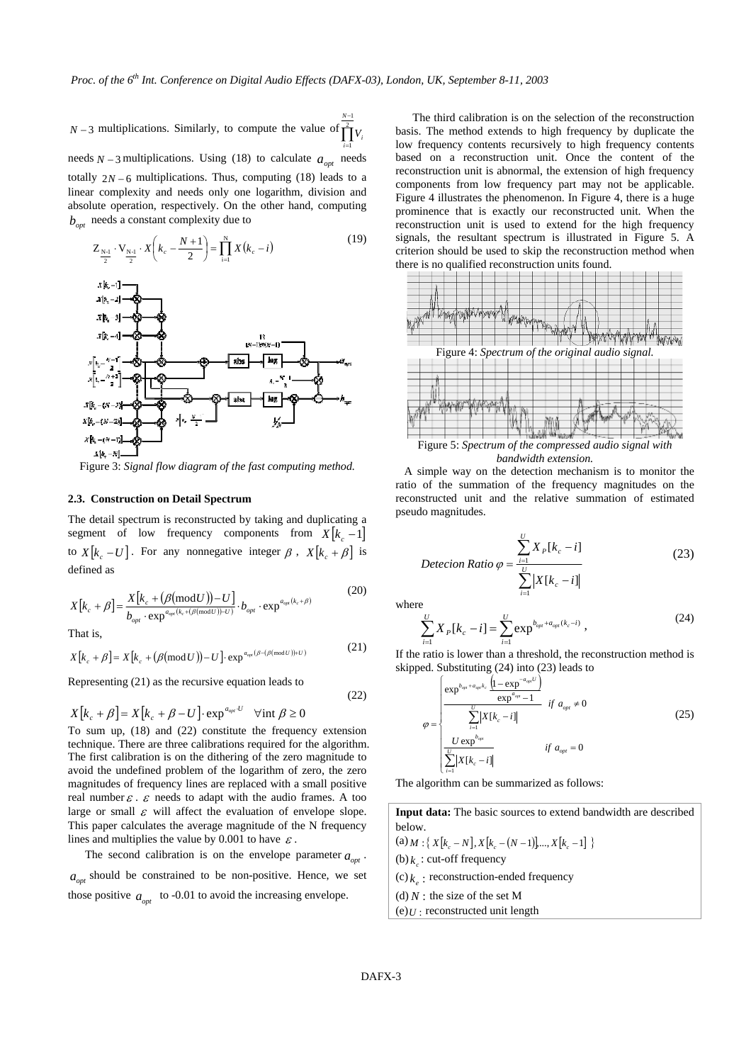$N-3$ multiplications. Similarly, to compute the value of $\prod_{i=1}^{\frac{N-1}{2}} V_i$ needs $N-3$ multiplications. Using (18) to calculate $a_{opt}$ needs totally $2N-6$ multiplications. Thus, computing (18) leads to a linear complexity and needs only one logarithm, division and absolute operation, respectively. On the other hand, computing $b_{opt}$ needs a constant complexity due to

$$Z_{\frac{N-1}{2}} \cdot V_{\frac{N-1}{2}} \cdot X\left(k_c - \frac{N+1}{2}\right) = \prod_{i=1}^{N} X\left(k_c - i\right) \tag{19}$$

Figure 3: *Signal flow diagram of the fast computing method.*

### 2.3. Construction on Detail Spectrum

The detail spectrum is reconstructed by taking and duplicating a segment of low frequency components from $X[k_c-1]$ to $X[k_c-U]$. For any nonnegative integer $\beta$, $X[k_c+\beta]$ is defined as

$$X[k_c+\beta] = \frac{X[k_c+(\beta(\mathrm{mod}U))-U]}{b_{opt}\cdot \exp^{a_{opt}(k_c+(\beta(\mathrm{mod}U))-U)}} \cdot b_{opt} \cdot \exp^{a_{opt}(k_c+\beta)} \tag{20}$$

That is,

$$X[k_c+\beta] = X[k_c+(\beta(\mathrm{mod}U))-U]\cdot \exp^{a_{opt}(\beta-(\beta(\mathrm{mod}U))+U)} \tag{21}$$

Representing (21) as the recursive equation leads to

$$X[k_c+\beta] = X[k_c+\beta-U]\cdot \exp^{a_{opt}U} \quad \forall \text{int } \beta \geq 0 \tag{22}$$

To sum up, (18) and (22) constitute the frequency extension technique. There are three calibrations required for the algorithm. The first calibration is on the dithering of the zero magnitude to avoid the undefined problem of the logarithm of zero, the zero magnitudes of frequency lines are replaced with a small positive real number $\varepsilon$. $\varepsilon$ needs to adapt with the audio frames. A too large or small $\varepsilon$ will affect the evaluation of envelope slope. This paper calculates the average magnitude of the N frequency lines and multiplies the value by 0.001 to have $\varepsilon$.

The second calibration is on the envelope parameter $a_{opt}$. $a_{opt}$ should be constrained to be non-positive. Hence, we set those positive $a_{opt}$ to -0.01 to avoid the increasing envelope.

The third calibration is on the selection of the reconstruction basis. The method extends to high frequency by duplicate the low frequency contents recursively to high frequency contents based on a reconstruction unit. Once the content of the reconstruction unit is abnormal, the extension of high frequency components from low frequency part may not be applicable. Figure 4 illustrates the phenomenon. In Figure 4, there is a huge prominence that is exactly our reconstructed unit. When the reconstruction unit is used to extend for the high frequency signals, the resultant spectrum is illustrated in Figure 5. A criterion should be used to skip the reconstruction method when there is no qualified reconstruction units found.

Figure 4: *Spectrum of the original audio signal.*

Figure 5: *Spectrum of the compressed audio signal with bandwidth extension.*

A simple way on the detection mechanism is to monitor the ratio of the summation of the frequency magnitudes on the reconstructed unit and the relative summation of estimated pseudo magnitudes.

$$Detecion\ Ratio\ \varphi = \frac{\sum_{i=1}^{U} X_P[k_c-i]}{\sum_{i=1}^{U} |X[k_c-i]|} \tag{23}$$

where

$$\sum_{i=1}^{U} X_P[k_c-i] = \sum_{i=1}^{U} \exp^{b_{opt}+a_{opt}(k_c-i)}, \tag{24}$$

If the ratio is lower than a threshold, the reconstruction method is skipped. Substituting (24) into (23) leads to

$$\varphi = \begin{cases} \dfrac{\exp^{b_{opt}+a_{opt}k_c}\dfrac{\left(1-\exp^{-a_{opt}U}\right)}{\exp^{a_{opt}}-1}}{\sum_{i=1}^{U}|X[k_c-i]|} & if\ a_{opt}\neq 0 \\[2ex] \dfrac{U\exp^{b_{opt}}}{\sum_{i=1}^{U}|X[k_c-i]|} & if\ a_{opt}=0 \end{cases} \tag{25}$$

The algorithm can be summarized as follows:

**Input data:** The basic sources to extend bandwidth are described below.

(a) $M: \{\, X[k_c-N], X[k_c-(N-1)], \ldots, X[k_c-1] \,\}$

(b) $k_c$ : cut-off frequency

(c) $k_e$ : reconstruction-ended frequency

(d) $N$ : the size of the set M

(e) $U$ : reconstructed unit length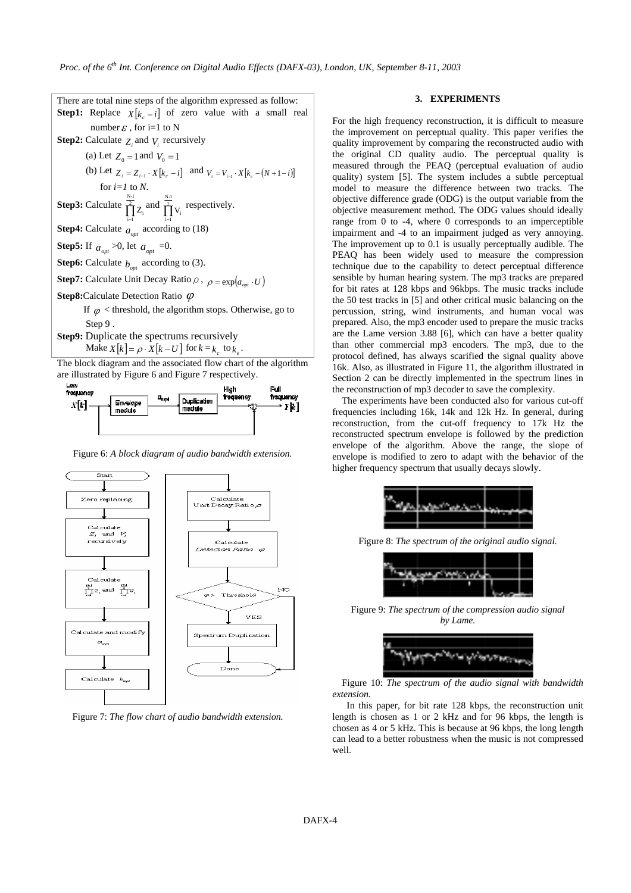There are total nine steps of the algorithm expressed as follow:

**Step1:** Replace $X[k_c - i]$ of zero value with a small real number $\varepsilon$, for i=1 to N

**Step2:** Calculate $Z_i$ and $V_i$ recursively

(a) Let $Z_0 = 1$ and $V_0 = 1$

(b) Let $Z_i = Z_{i-1} \cdot X[k_c - i]$ and $V_i = V_{i-1} \cdot X[k_c - (N+1-i)]$ for $i=1$ to $N$.

**Step3:** Calculate $\prod_{i=1}^{\frac{N-1}{2}} Z_i$ and $\prod_{i=1}^{\frac{N-1}{2}} V_i$ respectively.

**Step4:** Calculate $a_{opt}$ according to (18)

**Step5:** If $a_{opt}$ >0, let $a_{opt}$ =0.

**Step6:** Calculate $b_{opt}$ according to (3).

**Step7:** Calculate Unit Decay Ratio $\rho$, $\rho = \exp(a_{opt} \cdot U)$

**Step8:** Calculate Detection Ratio $\varphi$

If $\varphi$ < threshold, the algorithm stops. Otherwise, go to Step 9 .

**Step9:** Duplicate the spectrums recursively

Make $X[k] = \rho \cdot X[k-U]$ for $k = k_c$ to $k_e$.

The block diagram and the associated flow chart of the algorithm are illustrated by Figure 6 and Figure 7 respectively.

Figure 6: *A block diagram of audio bandwidth extension.*

Figure 7: *The flow chart of audio bandwidth extension.*

## 3. EXPERIMENTS

For the high frequency reconstruction, it is difficult to measure the improvement on perceptual quality. This paper verifies the quality improvement by comparing the reconstructed audio with the original CD quality audio. The perceptual quality is measured through the PEAQ (perceptual evaluation of audio quality) system [5]. The system includes a subtle perceptual model to measure the difference between two tracks. The objective difference grade (ODG) is the output variable from the objective measurement method. The ODG values should ideally range from 0 to -4, where 0 corresponds to an imperceptible impairment and -4 to an impairment judged as very annoying. The improvement up to 0.1 is usually perceptually audible. The PEAQ has been widely used to measure the compression technique due to the capability to detect perceptual difference sensible by human hearing system. The mp3 tracks are prepared for bit rates at 128 kbps and 96kbps. The music tracks include the 50 test tracks in [5] and other critical music balancing on the percussion, string, wind instruments, and human vocal was prepared. Also, the mp3 encoder used to prepare the music tracks are the Lame version 3.88 [6], which can have a better quality than other commercial mp3 encoders. The mp3, due to the protocol defined, has always scarified the signal quality above 16k. Also, as illustrated in Figure 11, the algorithm illustrated in Section 2 can be directly implemented in the spectrum lines in the reconstruction of mp3 decoder to save the complexity.

The experiments have been conducted also for various cut-off frequencies including 16k, 14k and 12k Hz. In general, during reconstruction, from the cut-off frequency to 17k Hz the reconstructed spectrum envelope is followed by the prediction envelope of the algorithm. Above the range, the slope of envelope is modified to zero to adapt with the behavior of the higher frequency spectrum that usually decays slowly.

Figure 8: *The spectrum of the original audio signal.*

Figure 9: *The spectrum of the compression audio signal by Lame.*

Figure 10: *The spectrum of the audio signal with bandwidth extension.*

In this paper, for bit rate 128 kbps, the reconstruction unit length is chosen as 1 or 2 kHz and for 96 kbps, the length is chosen as 4 or 5 kHz. This is because at 96 kbps, the long length can lead to a better robustness when the music is not compressed well.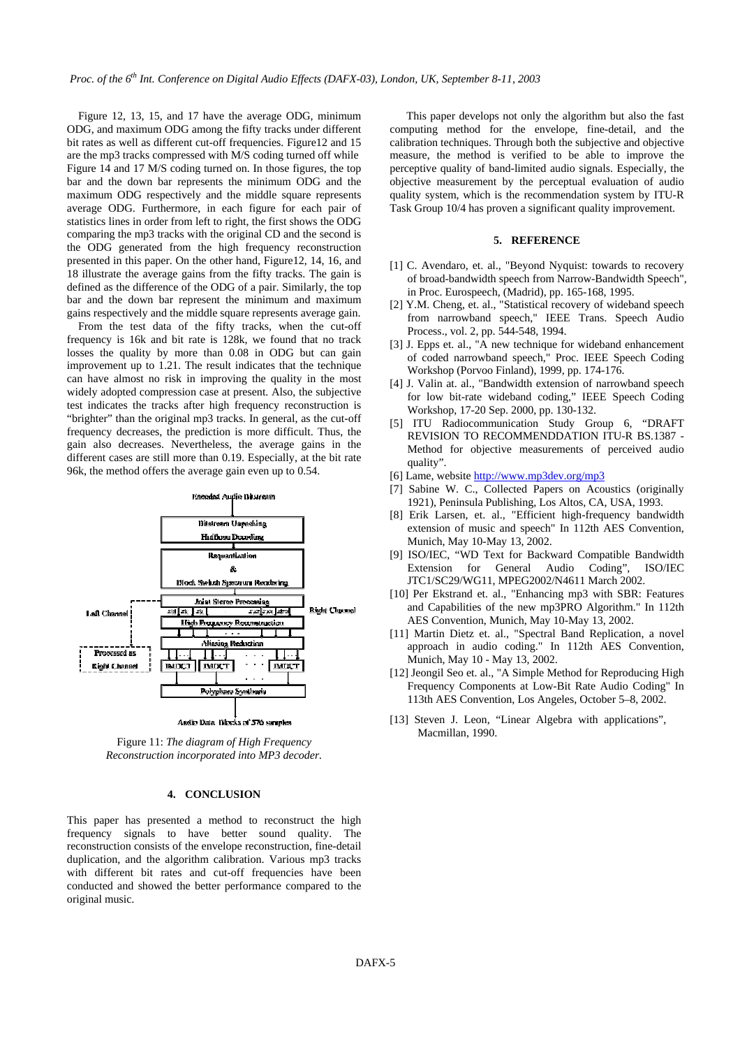Figure 12, 13, 15, and 17 have the average ODG, minimum ODG, and maximum ODG among the fifty tracks under different bit rates as well as different cut-off frequencies. Figure12 and 15 are the mp3 tracks compressed with M/S coding turned off while Figure 14 and 17 M/S coding turned on. In those figures, the top bar and the down bar represents the minimum ODG and the maximum ODG respectively and the middle square represents average ODG. Furthermore, in each figure for each pair of statistics lines in order from left to right, the first shows the ODG comparing the mp3 tracks with the original CD and the second is the ODG generated from the high frequency reconstruction presented in this paper. On the other hand, Figure12, 14, 16, and 18 illustrate the average gains from the fifty tracks. The gain is defined as the difference of the ODG of a pair. Similarly, the top bar and the down bar represent the minimum and maximum gains respectively and the middle square represents average gain.

From the test data of the fifty tracks, when the cut-off frequency is 16k and bit rate is 128k, we found that no track losses the quality by more than 0.08 in ODG but can gain improvement up to 1.21. The result indicates that the technique can have almost no risk in improving the quality in the most widely adopted compression case at present. Also, the subjective test indicates the tracks after high frequency reconstruction is "brighter" than the original mp3 tracks. In general, as the cut-off frequency decreases, the prediction is more difficult. Thus, the gain also decreases. Nevertheless, the average gains in the different cases are still more than 0.19. Especially, at the bit rate 96k, the method offers the average gain even up to 0.54.

Figure 11: *The diagram of High Frequency Reconstruction incorporated into MP3 decoder.*

## 4. CONCLUSION

This paper has presented a method to reconstruct the high frequency signals to have better sound quality. The reconstruction consists of the envelope reconstruction, fine-detail duplication, and the algorithm calibration. Various mp3 tracks with different bit rates and cut-off frequencies have been conducted and showed the better performance compared to the original music.

This paper develops not only the algorithm but also the fast computing method for the envelope, fine-detail, and the calibration techniques. Through both the subjective and objective measure, the method is verified to be able to improve the perceptive quality of band-limited audio signals. Especially, the objective measurement by the perceptual evaluation of audio quality system, which is the recommendation system by ITU-R Task Group 10/4 has proven a significant quality improvement.

## 5. REFERENCE

[1] C. Avendaro, et. al., "Beyond Nyquist: towards to recovery of broad-bandwidth speech from Narrow-Bandwidth Speech", in Proc. Eurospeech, (Madrid), pp. 165-168, 1995.

[2] Y.M. Cheng, et. al., "Statistical recovery of wideband speech from narrowband speech," IEEE Trans. Speech Audio Process., vol. 2, pp. 544-548, 1994.

[3] J. Epps et. al., "A new technique for wideband enhancement of coded narrowband speech," Proc. IEEE Speech Coding Workshop (Porvoo Finland), 1999, pp. 174-176.

[4] J. Valin at. al., "Bandwidth extension of narrowband speech for low bit-rate wideband coding," IEEE Speech Coding Workshop, 17-20 Sep. 2000, pp. 130-132.

[5] ITU Radiocommunication Study Group 6, "DRAFT REVISION TO RECOMMENDDATION ITU-R BS.1387 - Method for objective measurements of perceived audio quality".

[6] Lame, website http://www.mp3dev.org/mp3

[7] Sabine W. C., Collected Papers on Acoustics (originally 1921), Peninsula Publishing, Los Altos, CA, USA, 1993.

[8] Erik Larsen, et. al., "Efficient high-frequency bandwidth extension of music and speech" In 112th AES Convention, Munich, May 10-May 13, 2002.

[9] ISO/IEC, "WD Text for Backward Compatible Bandwidth Extension for General Audio Coding", ISO/IEC JTC1/SC29/WG11, MPEG2002/N4611 March 2002.

[10] Per Ekstrand et. al., "Enhancing mp3 with SBR: Features and Capabilities of the new mp3PRO Algorithm." In 112th AES Convention, Munich, May 10-May 13, 2002.

[11] Martin Dietz et. al., "Spectral Band Replication, a novel approach in audio coding." In 112th AES Convention, Munich, May 10 - May 13, 2002.

[12] Jeongil Seo et. al., "A Simple Method for Reproducing High Frequency Components at Low-Bit Rate Audio Coding" In 113th AES Convention, Los Angeles, October 5–8, 2002.

[13] Steven J. Leon, "Linear Algebra with applications", Macmillan, 1990.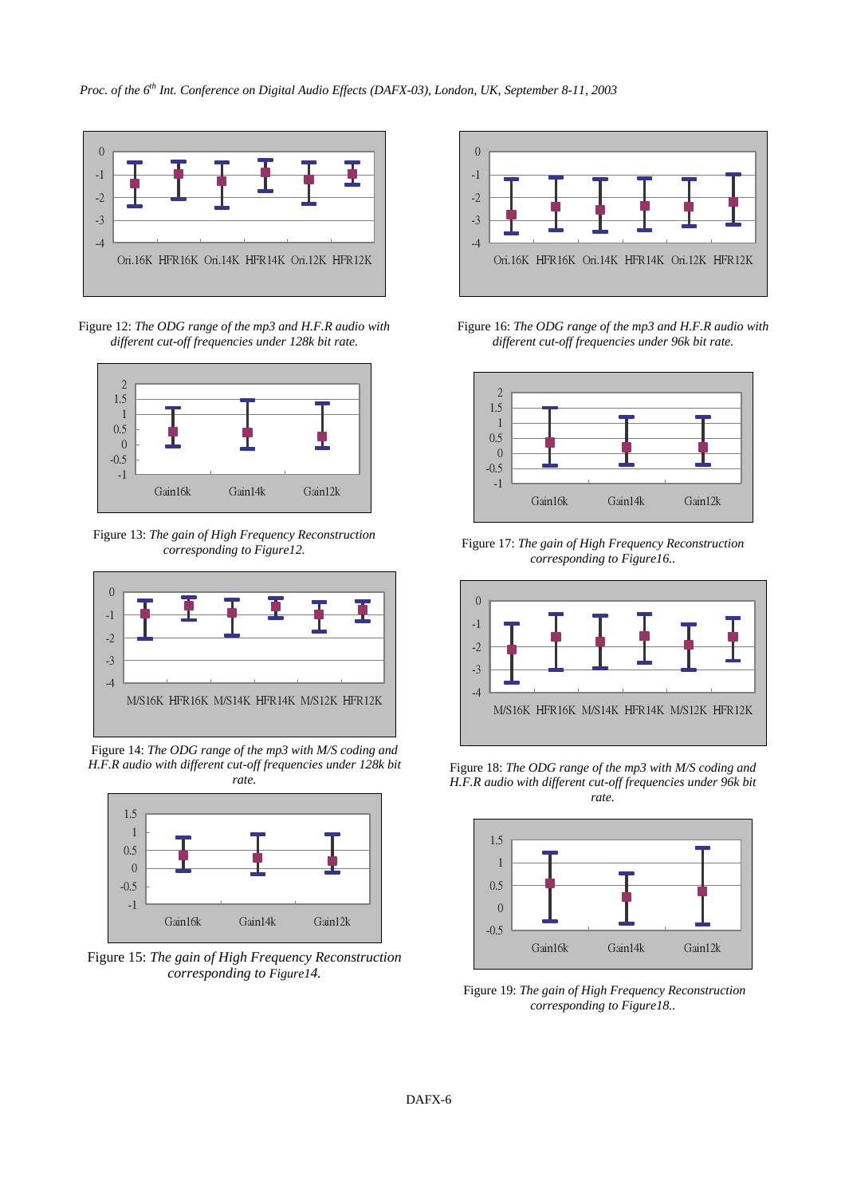0
-1
-2
-3
-4

Ori.16K HFR16K Ori.14K HFR14K Ori.12K HFR12K

Figure 12: *The ODG range of the mp3 and H.F.R audio with different cut-off frequencies under 128k bit rate.*

2
1.5
1
0.5
0
-0.5
-1

Gain16k Gain14k Gain12k

Figure 13: *The gain of High Frequency Reconstruction corresponding to Figure12.*

0
-1
-2
-3
-4

M/S16K HFR16K M/S14K HFR14K M/S12K HFR12K

Figure 14: *The ODG range of the mp3 with M/S coding and H.F.R audio with different cut-off frequencies under 128k bit rate.*

1.5
1
0.5
0
-0.5
-1

Gain16k Gain14k Gain12k

Figure 15: *The gain of High Frequency Reconstruction corresponding to Figure14.*

0
-1
-2
-3
-4

Ori.16K HFR16K Ori.14K HFR14K Ori.12K HFR12K

Figure 16: *The ODG range of the mp3 and H.F.R audio with different cut-off frequencies under 96k bit rate.*

2
1.5
1
0.5
0
-0.5
-1

Gain16k Gain14k Gain12k

Figure 17: *The gain of High Frequency Reconstruction corresponding to Figure16..*

0
-1
-2
-3
-4

M/S16K HFR16K M/S14K HFR14K M/S12K HFR12K

Figure 18: *The ODG range of the mp3 with M/S coding and H.F.R audio with different cut-off frequencies under 96k bit rate.*

1.5
1
0.5
0
-0.5

Gain16k Gain14k Gain12k

Figure 19: *The gain of High Frequency Reconstruction corresponding to Figure18..*